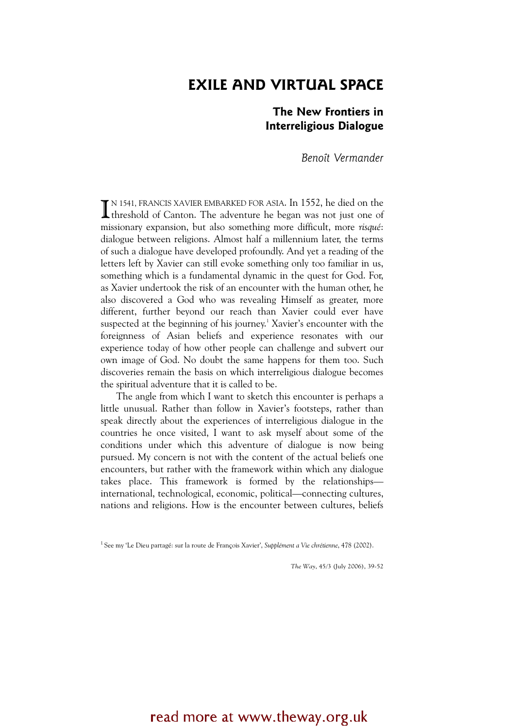# EXILE AND VIRTUAL SPACE

## The New Frontiers in Interreligious Dialogue

*Benoît Vermander*

IN 1541, FRANCIS XAVIER EMBARKED FOR ASIA. In 1552, he died on the threshold of Canton. The adventure he began was not just one of missionary expansion, but also something more difficult, more *risqué*: dialogue between religions. Almost half a millennium later, the terms of such a dialogue have developed profoundly. And yet a reading of the letters left by Xavier can still evoke something only too familiar in us, something which is a fundamental dynamic in the quest for God. For, as Xavier undertook the risk of an encounter with the human other, he also discovered a God who was revealing Himself as greater, more different, further beyond our reach than Xavier could ever have suspected at the beginning of his journey.[1] Xavier's encounter with the foreignness of Asian beliefs and experience resonates with our experience today of how other people can challenge and subvert our own image of God. No doubt the same happens for them too. Such discoveries remain the basis on which interreligious dialogue becomes the spiritual adventure that it is called to be.

The angle from which I want to sketch this encounter is perhaps a little unusual. Rather than follow in Xavier's footsteps, rather than speak directly about the experiences of interreligious dialogue in the countries he once visited, I want to ask myself about some of the conditions under which this adventure of dialogue is now being pursued. My concern is not with the content of the actual beliefs one encounters, but rather with the framework within which any dialogue takes place. This framework is formed by the relationships—international, technological, economic, political—connecting cultures, nations and religions. How is the encounter between cultures, beliefs

[1] See my 'Le Dieu partagé: sur la route de François Xavier', *Supplément a Vie chrétienne*, 478 (2002).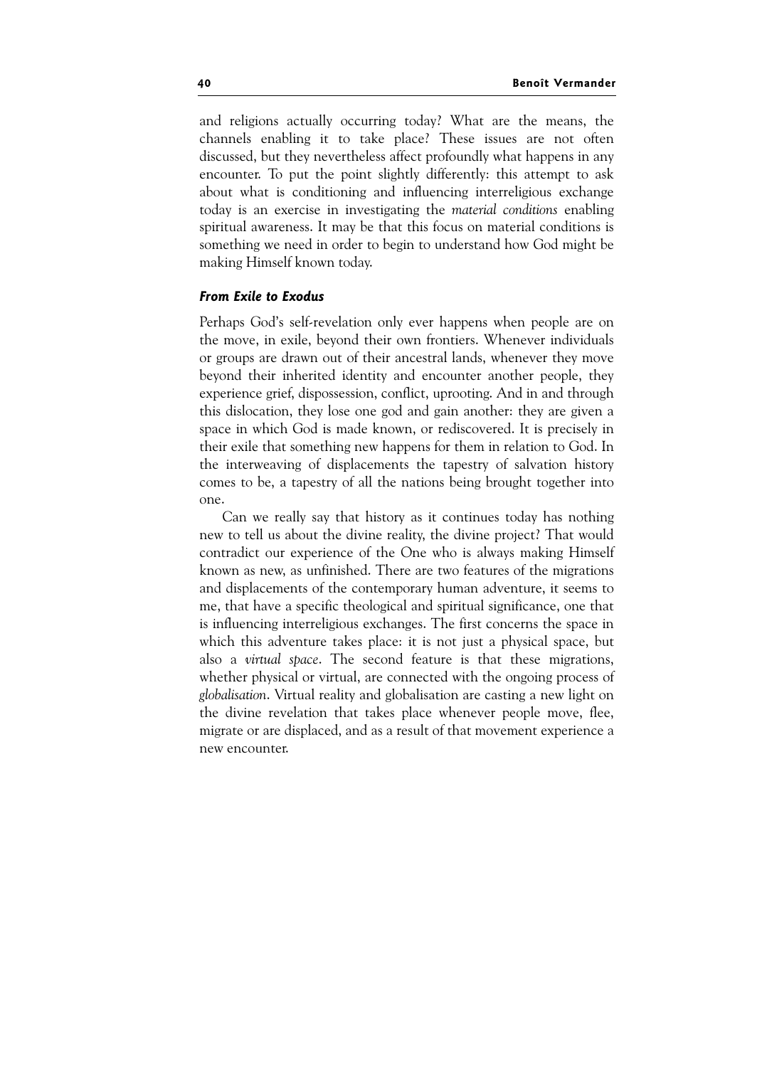and religions actually occurring today? What are the means, the channels enabling it to take place? These issues are not often discussed, but they nevertheless affect profoundly what happens in any encounter. To put the point slightly differently: this attempt to ask about what is conditioning and influencing interreligious exchange today is an exercise in investigating the *material conditions* enabling spiritual awareness. It may be that this focus on material conditions is something we need in order to begin to understand how God might be making Himself known today.

### *From Exile to Exodus*

Perhaps God's self-revelation only ever happens when people are on the move, in exile, beyond their own frontiers. Whenever individuals or groups are drawn out of their ancestral lands, whenever they move beyond their inherited identity and encounter another people, they experience grief, dispossession, conflict, uprooting. And in and through this dislocation, they lose one god and gain another: they are given a space in which God is made known, or rediscovered. It is precisely in their exile that something new happens for them in relation to God. In the interweaving of displacements the tapestry of salvation history comes to be, a tapestry of all the nations being brought together into one.

Can we really say that history as it continues today has nothing new to tell us about the divine reality, the divine project? That would contradict our experience of the One who is always making Himself known as new, as unfinished. There are two features of the migrations and displacements of the contemporary human adventure, it seems to me, that have a specific theological and spiritual significance, one that is influencing interreligious exchanges. The first concerns the space in which this adventure takes place: it is not just a physical space, but also a *virtual space*. The second feature is that these migrations, whether physical or virtual, are connected with the ongoing process of *globalisation*. Virtual reality and globalisation are casting a new light on the divine revelation that takes place whenever people move, flee, migrate or are displaced, and as a result of that movement experience a new encounter.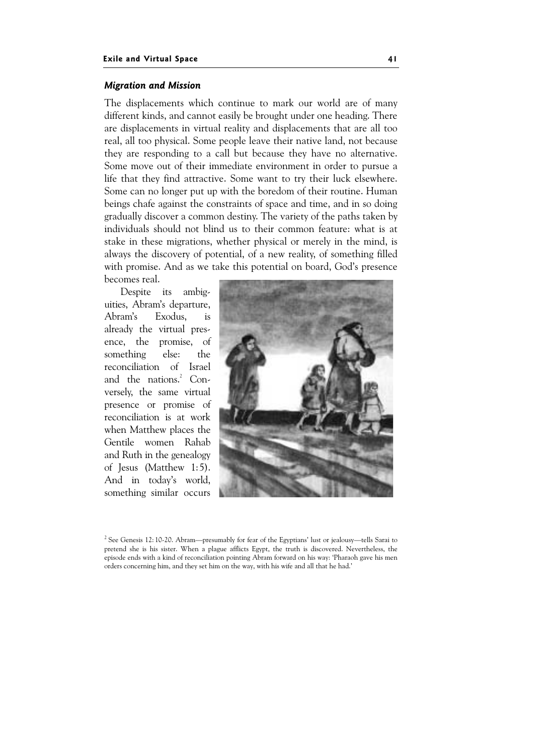### *Migration and Mission*

The displacements which continue to mark our world are of many different kinds, and cannot easily be brought under one heading. There are displacements in virtual reality and displacements that are all too real, all too physical. Some people leave their native land, not because they are responding to a call but because they have no alternative. Some move out of their immediate environment in order to pursue a life that they find attractive. Some want to try their luck elsewhere. Some can no longer put up with the boredom of their routine. Human beings chafe against the constraints of space and time, and in so doing gradually discover a common destiny. The variety of the paths taken by individuals should not blind us to their common feature: what is at stake in these migrations, whether physical or merely in the mind, is always the discovery of potential, of a new reality, of something filled with promise. And as we take this potential on board, God's presence becomes real.

Despite its ambiguities, Abram's departure, Abram's Exodus, is already the virtual presence, the promise, of something else: the reconciliation of Israel and the nations.[2] Conversely, the same virtual presence or promise of reconciliation is at work when Matthew places the Gentile women Rahab and Ruth in the genealogy of Jesus (Matthew 1:5). And in today's world, something similar occurs

[2] See Genesis 12:10-20. Abram—presumably for fear of the Egyptians' lust or jealousy—tells Sarai to pretend she is his sister. When a plague afflicts Egypt, the truth is discovered. Nevertheless, the episode ends with a kind of reconciliation pointing Abram forward on his way: 'Pharaoh gave his men orders concerning him, and they set him on the way, with his wife and all that he had.'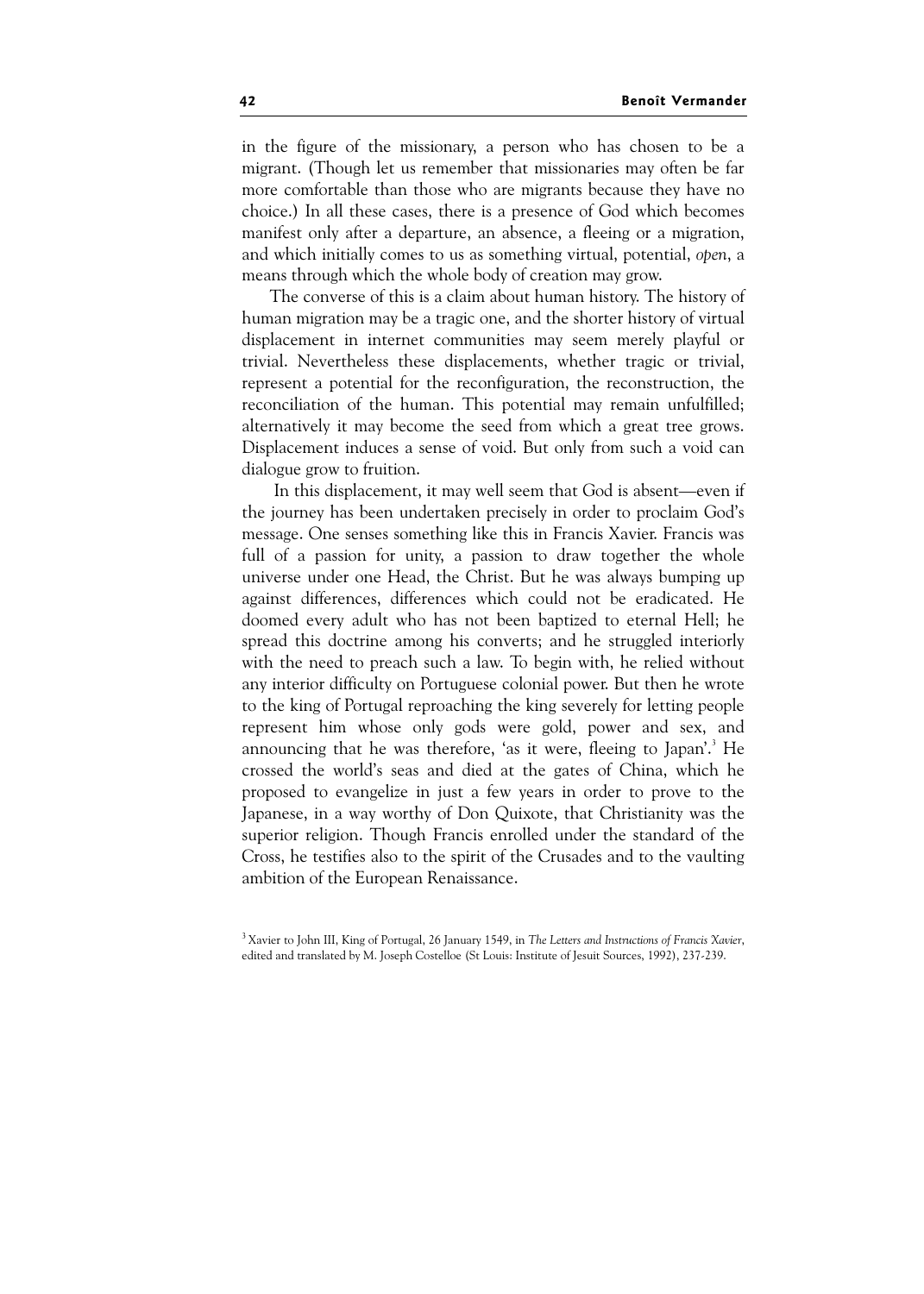in the figure of the missionary, a person who has chosen to be a migrant. (Though let us remember that missionaries may often be far more comfortable than those who are migrants because they have no choice.) In all these cases, there is a presence of God which becomes manifest only after a departure, an absence, a fleeing or a migration, and which initially comes to us as something virtual, potential, *open*, a means through which the whole body of creation may grow.

The converse of this is a claim about human history. The history of human migration may be a tragic one, and the shorter history of virtual displacement in internet communities may seem merely playful or trivial. Nevertheless these displacements, whether tragic or trivial, represent a potential for the reconfiguration, the reconstruction, the reconciliation of the human. This potential may remain unfulfilled; alternatively it may become the seed from which a great tree grows. Displacement induces a sense of void. But only from such a void can dialogue grow to fruition.

In this displacement, it may well seem that God is absent—even if the journey has been undertaken precisely in order to proclaim God's message. One senses something like this in Francis Xavier. Francis was full of a passion for unity, a passion to draw together the whole universe under one Head, the Christ. But he was always bumping up against differences, differences which could not be eradicated. He doomed every adult who has not been baptized to eternal Hell; he spread this doctrine among his converts; and he struggled interiorly with the need to preach such a law. To begin with, he relied without any interior difficulty on Portuguese colonial power. But then he wrote to the king of Portugal reproaching the king severely for letting people represent him whose only gods were gold, power and sex, and announcing that he was therefore, 'as it were, fleeing to Japan'.[3] He crossed the world's seas and died at the gates of China, which he proposed to evangelize in just a few years in order to prove to the Japanese, in a way worthy of Don Quixote, that Christianity was the superior religion. Though Francis enrolled under the standard of the Cross, he testifies also to the spirit of the Crusades and to the vaulting ambition of the European Renaissance.

[3] Xavier to John III, King of Portugal, 26 January 1549, in *The Letters and Instructions of Francis Xavier*, edited and translated by M. Joseph Costelloe (St Louis: Institute of Jesuit Sources, 1992), 237-239.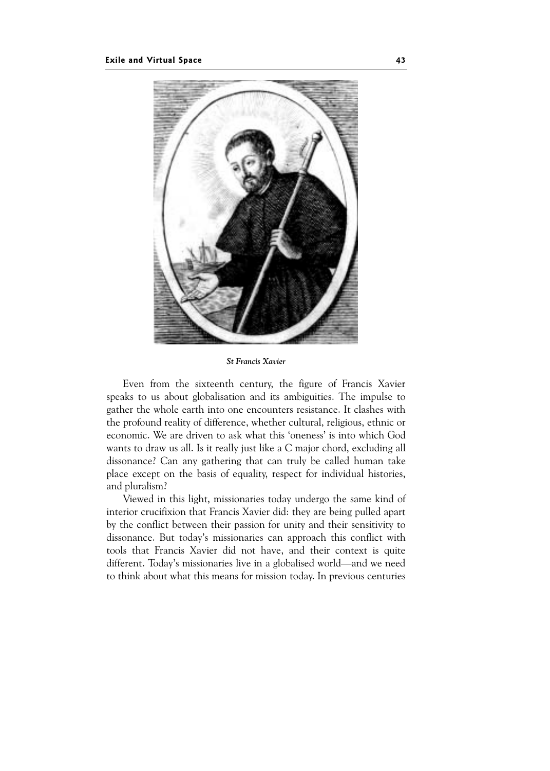*St Francis Xavier*

Even from the sixteenth century, the figure of Francis Xavier speaks to us about globalisation and its ambiguities. The impulse to gather the whole earth into one encounters resistance. It clashes with the profound reality of difference, whether cultural, religious, ethnic or economic. We are driven to ask what this 'oneness' is into which God wants to draw us all. Is it really just like a C major chord, excluding all dissonance? Can any gathering that can truly be called human take place except on the basis of equality, respect for individual histories, and pluralism?

Viewed in this light, missionaries today undergo the same kind of interior crucifixion that Francis Xavier did: they are being pulled apart by the conflict between their passion for unity and their sensitivity to dissonance. But today's missionaries can approach this conflict with tools that Francis Xavier did not have, and their context is quite different. Today's missionaries live in a globalised world—and we need to think about what this means for mission today. In previous centuries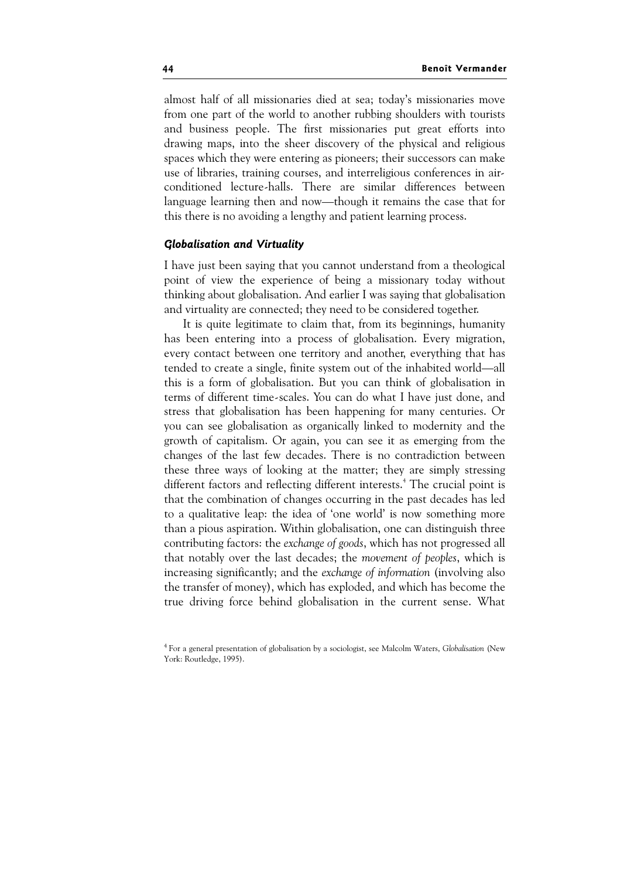almost half of all missionaries died at sea; today's missionaries move from one part of the world to another rubbing shoulders with tourists and business people. The first missionaries put great efforts into drawing maps, into the sheer discovery of the physical and religious spaces which they were entering as pioneers; their successors can make use of libraries, training courses, and interreligious conferences in air-conditioned lecture-halls. There are similar differences between language learning then and now—though it remains the case that for this there is no avoiding a lengthy and patient learning process.

### *Globalisation and Virtuality*

I have just been saying that you cannot understand from a theological point of view the experience of being a missionary today without thinking about globalisation. And earlier I was saying that globalisation and virtuality are connected; they need to be considered together.

It is quite legitimate to claim that, from its beginnings, humanity has been entering into a process of globalisation. Every migration, every contact between one territory and another, everything that has tended to create a single, finite system out of the inhabited world—all this is a form of globalisation. But you can think of globalisation in terms of different time-scales. You can do what I have just done, and stress that globalisation has been happening for many centuries. Or you can see globalisation as organically linked to modernity and the growth of capitalism. Or again, you can see it as emerging from the changes of the last few decades. There is no contradiction between these three ways of looking at the matter; they are simply stressing different factors and reflecting different interests.[4] The crucial point is that the combination of changes occurring in the past decades has led to a qualitative leap: the idea of 'one world' is now something more than a pious aspiration. Within globalisation, one can distinguish three contributing factors: the *exchange of goods*, which has not progressed all that notably over the last decades; the *movement of peoples*, which is increasing significantly; and the *exchange of information* (involving also the transfer of money), which has exploded, and which has become the true driving force behind globalisation in the current sense. What

[4] For a general presentation of globalisation by a sociologist, see Malcolm Waters, *Globalisation* (New York: Routledge, 1995).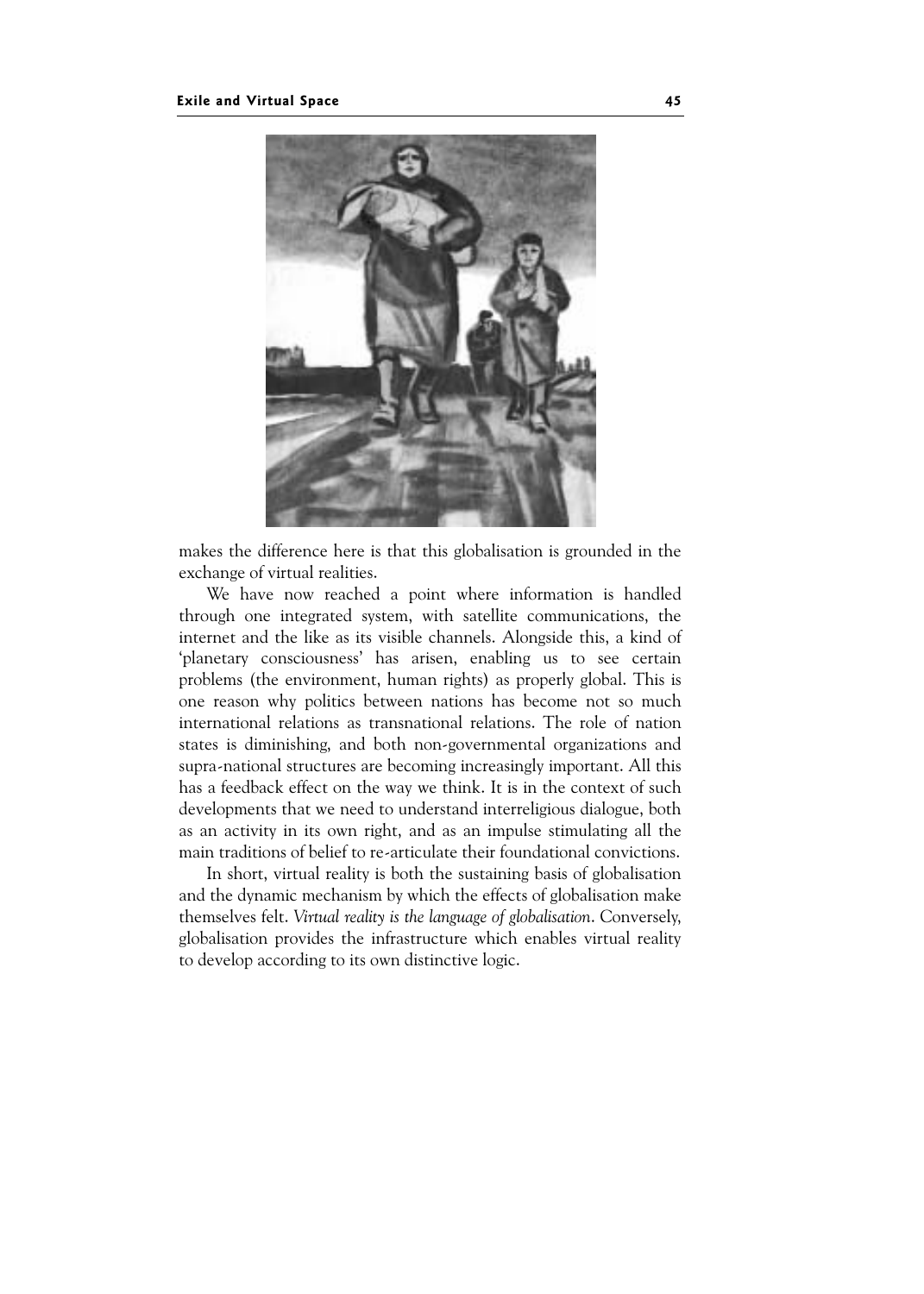makes the difference here is that this globalisation is grounded in the exchange of virtual realities.

We have now reached a point where information is handled through one integrated system, with satellite communications, the internet and the like as its visible channels. Alongside this, a kind of 'planetary consciousness' has arisen, enabling us to see certain problems (the environment, human rights) as properly global. This is one reason why politics between nations has become not so much international relations as transnational relations. The role of nation states is diminishing, and both non-governmental organizations and supra-national structures are becoming increasingly important. All this has a feedback effect on the way we think. It is in the context of such developments that we need to understand interreligious dialogue, both as an activity in its own right, and as an impulse stimulating all the main traditions of belief to re-articulate their foundational convictions.

In short, virtual reality is both the sustaining basis of globalisation and the dynamic mechanism by which the effects of globalisation make themselves felt. *Virtual reality is the language of globalisation*. Conversely, globalisation provides the infrastructure which enables virtual reality to develop according to its own distinctive logic.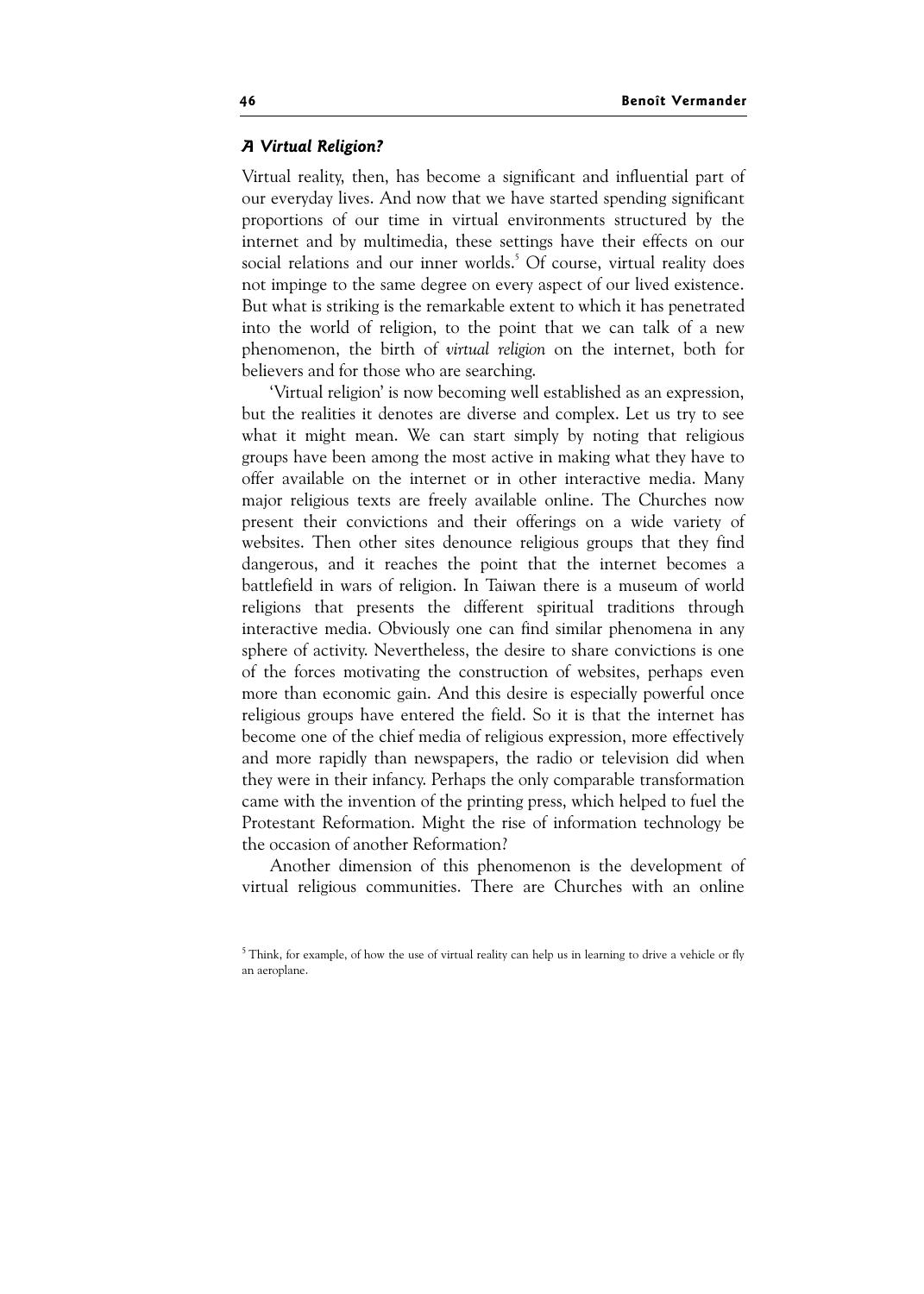### *A Virtual Religion?*

Virtual reality, then, has become a significant and influential part of our everyday lives. And now that we have started spending significant proportions of our time in virtual environments structured by the internet and by multimedia, these settings have their effects on our social relations and our inner worlds.[5] Of course, virtual reality does not impinge to the same degree on every aspect of our lived existence. But what is striking is the remarkable extent to which it has penetrated into the world of religion, to the point that we can talk of a new phenomenon, the birth of *virtual religion* on the internet, both for believers and for those who are searching.

'Virtual religion' is now becoming well established as an expression, but the realities it denotes are diverse and complex. Let us try to see what it might mean. We can start simply by noting that religious groups have been among the most active in making what they have to offer available on the internet or in other interactive media. Many major religious texts are freely available online. The Churches now present their convictions and their offerings on a wide variety of websites. Then other sites denounce religious groups that they find dangerous, and it reaches the point that the internet becomes a battlefield in wars of religion. In Taiwan there is a museum of world religions that presents the different spiritual traditions through interactive media. Obviously one can find similar phenomena in any sphere of activity. Nevertheless, the desire to share convictions is one of the forces motivating the construction of websites, perhaps even more than economic gain. And this desire is especially powerful once religious groups have entered the field. So it is that the internet has become one of the chief media of religious expression, more effectively and more rapidly than newspapers, the radio or television did when they were in their infancy. Perhaps the only comparable transformation came with the invention of the printing press, which helped to fuel the Protestant Reformation. Might the rise of information technology be the occasion of another Reformation?

Another dimension of this phenomenon is the development of virtual religious communities. There are Churches with an online

[5] Think, for example, of how the use of virtual reality can help us in learning to drive a vehicle or fly an aeroplane.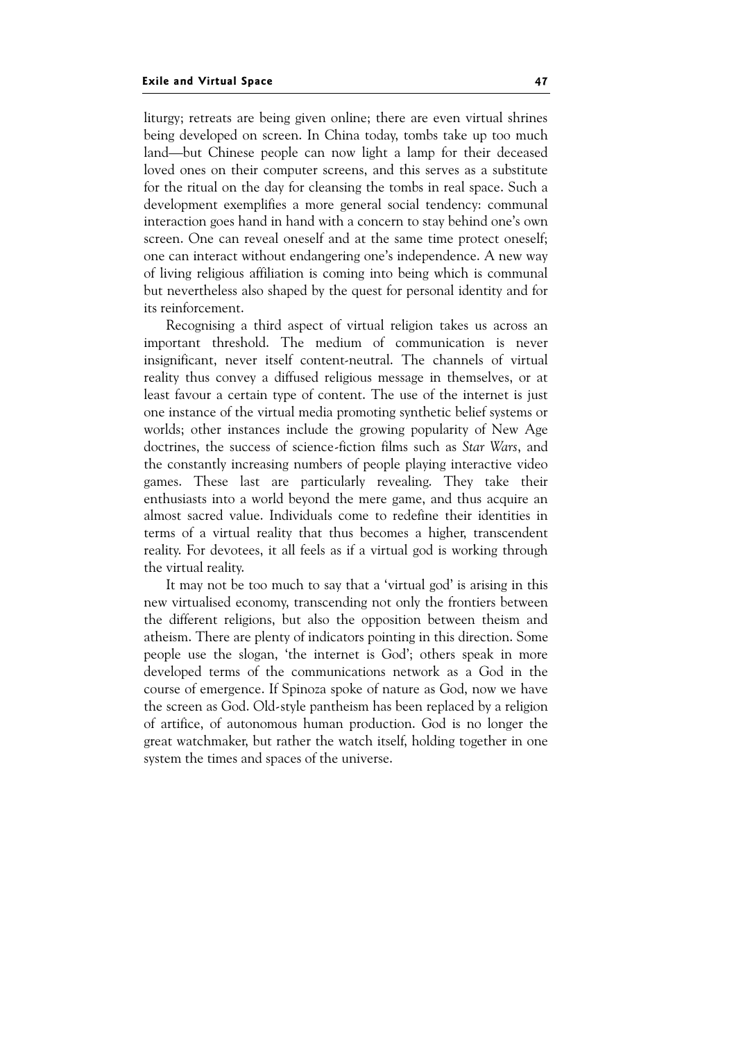liturgy; retreats are being given online; there are even virtual shrines being developed on screen. In China today, tombs take up too much land—but Chinese people can now light a lamp for their deceased loved ones on their computer screens, and this serves as a substitute for the ritual on the day for cleansing the tombs in real space. Such a development exemplifies a more general social tendency: communal interaction goes hand in hand with a concern to stay behind one's own screen. One can reveal oneself and at the same time protect oneself; one can interact without endangering one's independence. A new way of living religious affiliation is coming into being which is communal but nevertheless also shaped by the quest for personal identity and for its reinforcement.

Recognising a third aspect of virtual religion takes us across an important threshold. The medium of communication is never insignificant, never itself content-neutral. The channels of virtual reality thus convey a diffused religious message in themselves, or at least favour a certain type of content. The use of the internet is just one instance of the virtual media promoting synthetic belief systems or worlds; other instances include the growing popularity of New Age doctrines, the success of science-fiction films such as *Star Wars*, and the constantly increasing numbers of people playing interactive video games. These last are particularly revealing. They take their enthusiasts into a world beyond the mere game, and thus acquire an almost sacred value. Individuals come to redefine their identities in terms of a virtual reality that thus becomes a higher, transcendent reality. For devotees, it all feels as if a virtual god is working through the virtual reality.

It may not be too much to say that a 'virtual god' is arising in this new virtualised economy, transcending not only the frontiers between the different religions, but also the opposition between theism and atheism. There are plenty of indicators pointing in this direction. Some people use the slogan, 'the internet is God'; others speak in more developed terms of the communications network as a God in the course of emergence. If Spinoza spoke of nature as God, now we have the screen as God. Old-style pantheism has been replaced by a religion of artifice, of autonomous human production. God is no longer the great watchmaker, but rather the watch itself, holding together in one system the times and spaces of the universe.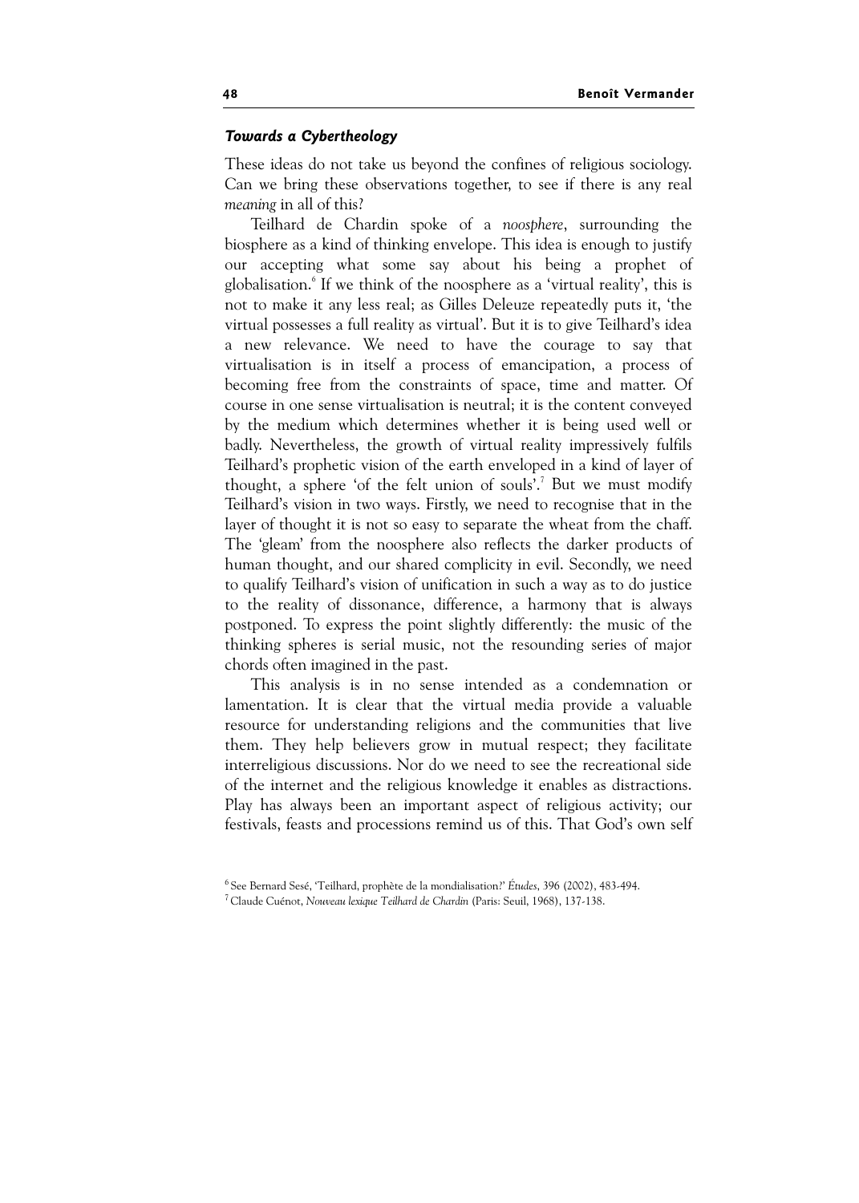### *Towards a Cybertheology*

These ideas do not take us beyond the confines of religious sociology. Can we bring these observations together, to see if there is any real *meaning* in all of this?

Teilhard de Chardin spoke of a *noosphere*, surrounding the biosphere as a kind of thinking envelope. This idea is enough to justify our accepting what some say about his being a prophet of globalisation.[6] If we think of the noosphere as a 'virtual reality', this is not to make it any less real; as Gilles Deleuze repeatedly puts it, 'the virtual possesses a full reality as virtual'. But it is to give Teilhard's idea a new relevance. We need to have the courage to say that virtualisation is in itself a process of emancipation, a process of becoming free from the constraints of space, time and matter. Of course in one sense virtualisation is neutral; it is the content conveyed by the medium which determines whether it is being used well or badly. Nevertheless, the growth of virtual reality impressively fulfils Teilhard's prophetic vision of the earth enveloped in a kind of layer of thought, a sphere 'of the felt union of souls'.[7] But we must modify Teilhard's vision in two ways. Firstly, we need to recognise that in the layer of thought it is not so easy to separate the wheat from the chaff. The 'gleam' from the noosphere also reflects the darker products of human thought, and our shared complicity in evil. Secondly, we need to qualify Teilhard's vision of unification in such a way as to do justice to the reality of dissonance, difference, a harmony that is always postponed. To express the point slightly differently: the music of the thinking spheres is serial music, not the resounding series of major chords often imagined in the past.

This analysis is in no sense intended as a condemnation or lamentation. It is clear that the virtual media provide a valuable resource for understanding religions and the communities that live them. They help believers grow in mutual respect; they facilitate interreligious discussions. Nor do we need to see the recreational side of the internet and the religious knowledge it enables as distractions. Play has always been an important aspect of religious activity; our festivals, feasts and processions remind us of this. That God's own self

---

[6] See Bernard Sesé, 'Teilhard, prophète de la mondialisation?' *Études*, 396 (2002), 483-494.

[7] Claude Cuénot, *Nouveau lexique Teilhard de Chardin* (Paris: Seuil, 1968), 137-138.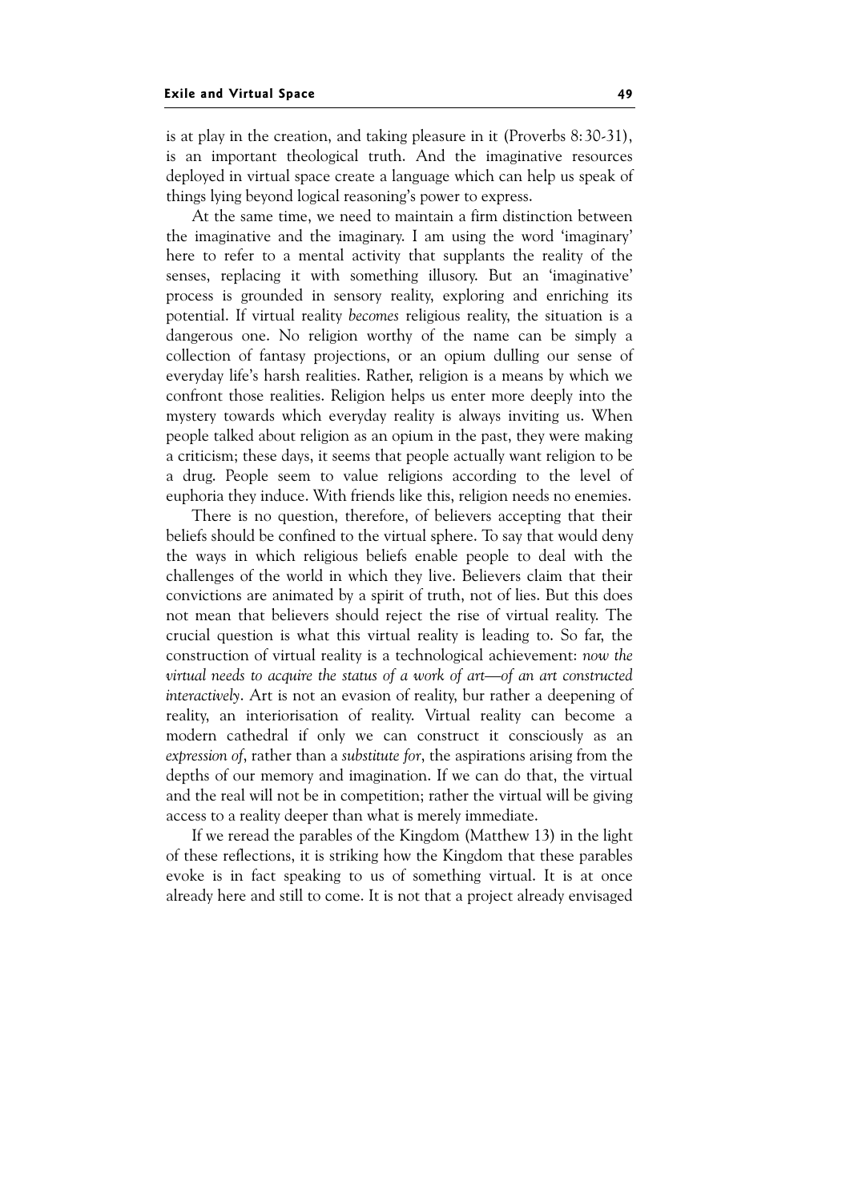is at play in the creation, and taking pleasure in it (Proverbs 8:30-31), is an important theological truth. And the imaginative resources deployed in virtual space create a language which can help us speak of things lying beyond logical reasoning's power to express.

At the same time, we need to maintain a firm distinction between the imaginative and the imaginary. I am using the word 'imaginary' here to refer to a mental activity that supplants the reality of the senses, replacing it with something illusory. But an 'imaginative' process is grounded in sensory reality, exploring and enriching its potential. If virtual reality *becomes* religious reality, the situation is a dangerous one. No religion worthy of the name can be simply a collection of fantasy projections, or an opium dulling our sense of everyday life's harsh realities. Rather, religion is a means by which we confront those realities. Religion helps us enter more deeply into the mystery towards which everyday reality is always inviting us. When people talked about religion as an opium in the past, they were making a criticism; these days, it seems that people actually want religion to be a drug. People seem to value religions according to the level of euphoria they induce. With friends like this, religion needs no enemies.

There is no question, therefore, of believers accepting that their beliefs should be confined to the virtual sphere. To say that would deny the ways in which religious beliefs enable people to deal with the challenges of the world in which they live. Believers claim that their convictions are animated by a spirit of truth, not of lies. But this does not mean that believers should reject the rise of virtual reality. The crucial question is what this virtual reality is leading to. So far, the construction of virtual reality is a technological achievement: *now the virtual needs to acquire the status of a work of art—of an art constructed interactively*. Art is not an evasion of reality, bur rather a deepening of reality, an interiorisation of reality. Virtual reality can become a modern cathedral if only we can construct it consciously as an *expression of*, rather than a *substitute for*, the aspirations arising from the depths of our memory and imagination. If we can do that, the virtual and the real will not be in competition; rather the virtual will be giving access to a reality deeper than what is merely immediate.

If we reread the parables of the Kingdom (Matthew 13) in the light of these reflections, it is striking how the Kingdom that these parables evoke is in fact speaking to us of something virtual. It is at once already here and still to come. It is not that a project already envisaged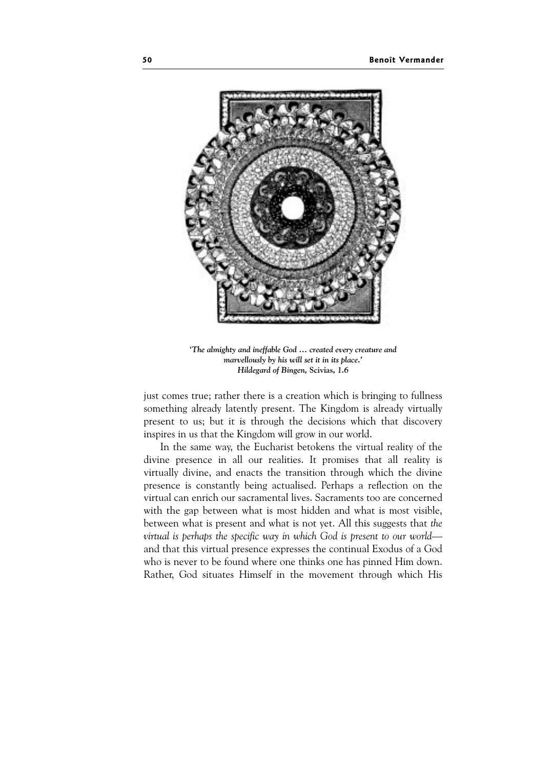*'The almighty and ineffable God … created every creature and marvellously by his will set it in its place.'*
*Hildegard of Bingen,* Scivias, *1.6*

just comes true; rather there is a creation which is bringing to fullness something already latently present. The Kingdom is already virtually present to us; but it is through the decisions which that discovery inspires in us that the Kingdom will grow in our world.

In the same way, the Eucharist betokens the virtual reality of the divine presence in all our realities. It promises that all reality is virtually divine, and enacts the transition through which the divine presence is constantly being actualised. Perhaps a reflection on the virtual can enrich our sacramental lives. Sacraments too are concerned with the gap between what is most hidden and what is most visible, between what is present and what is not yet. All this suggests that *the virtual is perhaps the specific way in which God is present to our world*—and that this virtual presence expresses the continual Exodus of a God who is never to be found where one thinks one has pinned Him down. Rather, God situates Himself in the movement through which His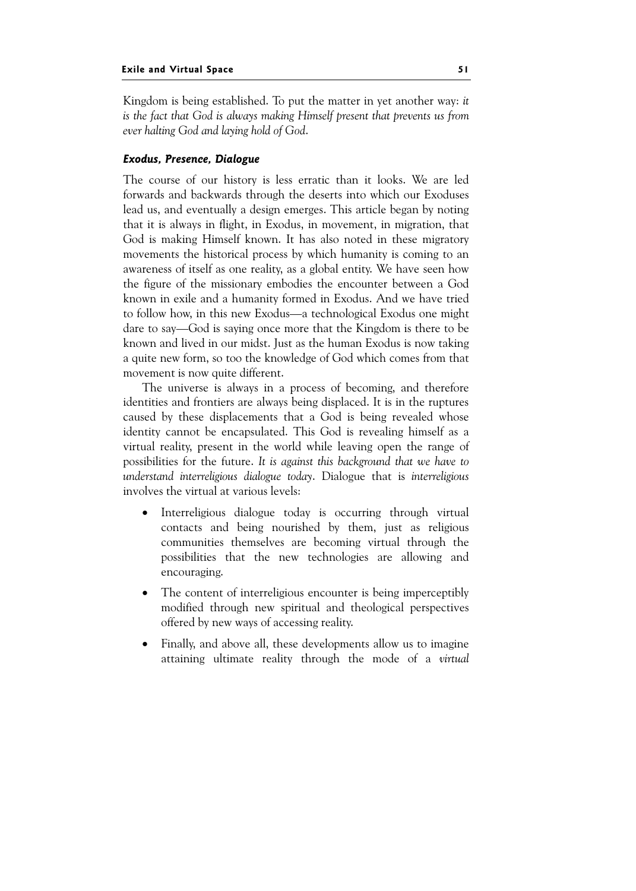Kingdom is being established. To put the matter in yet another way: *it is the fact that God is always making Himself present that prevents us from ever halting God and laying hold of God*.

### *Exodus, Presence, Dialogue*

The course of our history is less erratic than it looks. We are led forwards and backwards through the deserts into which our Exoduses lead us, and eventually a design emerges. This article began by noting that it is always in flight, in Exodus, in movement, in migration, that God is making Himself known. It has also noted in these migratory movements the historical process by which humanity is coming to an awareness of itself as one reality, as a global entity. We have seen how the figure of the missionary embodies the encounter between a God known in exile and a humanity formed in Exodus. And we have tried to follow how, in this new Exodus—a technological Exodus one might dare to say—God is saying once more that the Kingdom is there to be known and lived in our midst. Just as the human Exodus is now taking a quite new form, so too the knowledge of God which comes from that movement is now quite different.

The universe is always in a process of becoming, and therefore identities and frontiers are always being displaced. It is in the ruptures caused by these displacements that a God is being revealed whose identity cannot be encapsulated. This God is revealing himself as a virtual reality, present in the world while leaving open the range of possibilities for the future. *It is against this background that we have to understand interreligious dialogue today*. Dialogue that is *interreligious* involves the virtual at various levels:

- Interreligious dialogue today is occurring through virtual contacts and being nourished by them, just as religious communities themselves are becoming virtual through the possibilities that the new technologies are allowing and encouraging.
- The content of interreligious encounter is being imperceptibly modified through new spiritual and theological perspectives offered by new ways of accessing reality.
- Finally, and above all, these developments allow us to imagine attaining ultimate reality through the mode of a *virtual*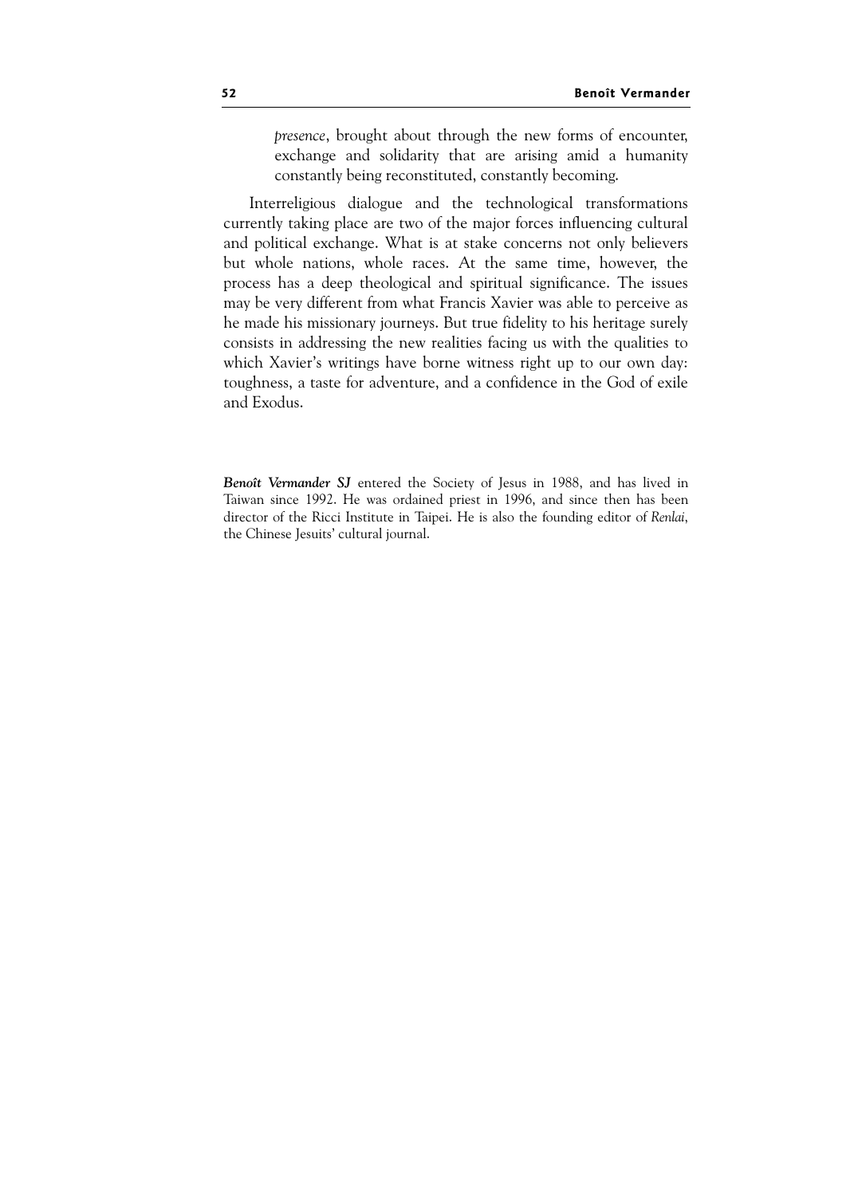*presence*, brought about through the new forms of encounter, exchange and solidarity that are arising amid a humanity constantly being reconstituted, constantly becoming.

Interreligious dialogue and the technological transformations currently taking place are two of the major forces influencing cultural and political exchange. What is at stake concerns not only believers but whole nations, whole races. At the same time, however, the process has a deep theological and spiritual significance. The issues may be very different from what Francis Xavier was able to perceive as he made his missionary journeys. But true fidelity to his heritage surely consists in addressing the new realities facing us with the qualities to which Xavier's writings have borne witness right up to our own day: toughness, a taste for adventure, and a confidence in the God of exile and Exodus.

***Benoît Vermander SJ*** entered the Society of Jesus in 1988, and has lived in Taiwan since 1992. He was ordained priest in 1996, and since then has been director of the Ricci Institute in Taipei. He is also the founding editor of *Renlai*, the Chinese Jesuits' cultural journal.